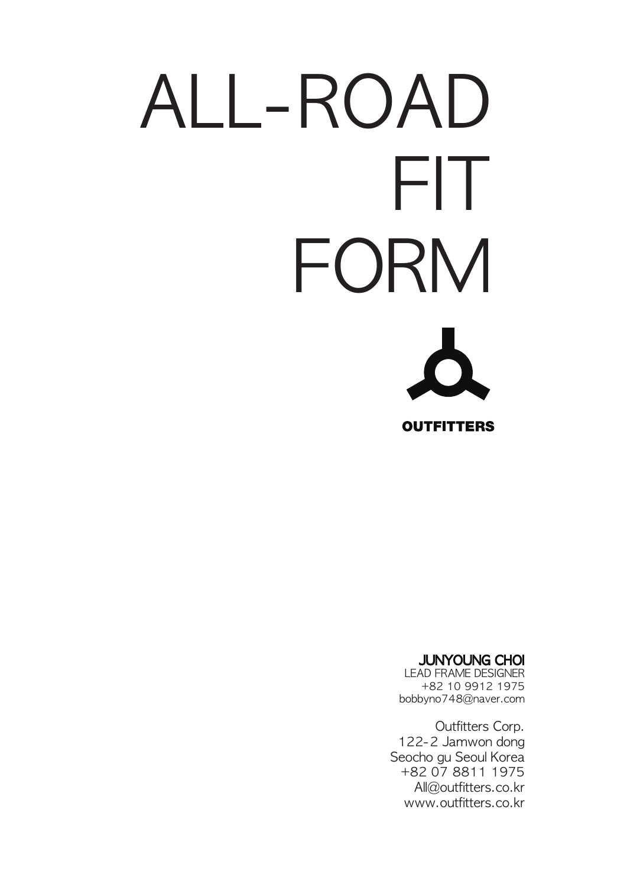# ALL-ROAD FIT FORM

**OUTFITTERS**

**JUNYOUNG CHOI**
LEAD FRAME DESIGNER
+82 10 9912 1975
bobbyno748@naver.com

Outfitters Corp.
122-2 Jamwon dong
Seocho gu Seoul Korea
+82 07 8811 1975
All@outfitters.co.kr
www.outfitters.co.kr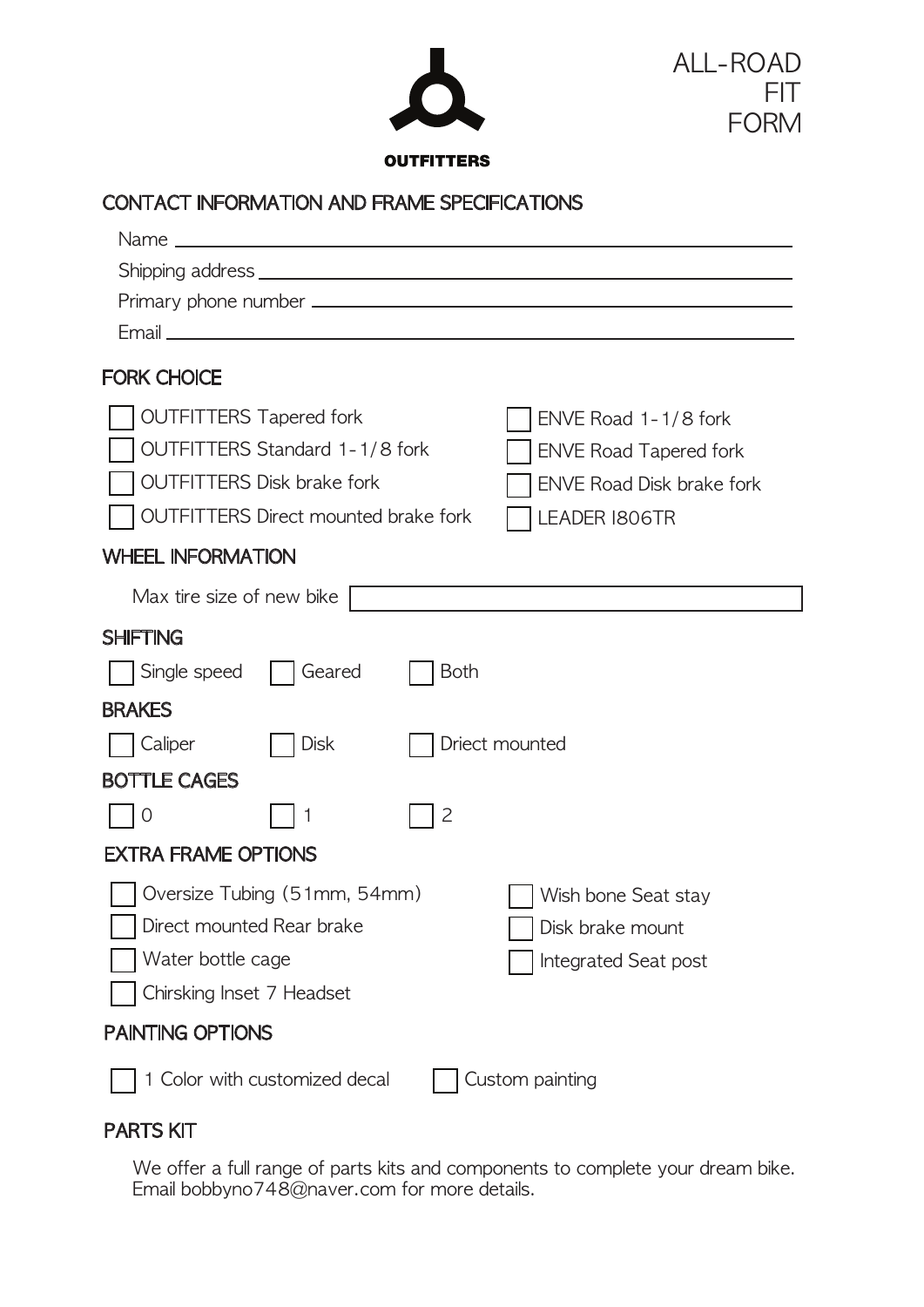OUTFITTERS

# ALL-ROAD FIT FORM

## CONTACT INFORMATION AND FRAME SPECIFICATIONS

Name ______________________________

Shipping address ______________________________

Primary phone number ______________________________

Email ______________________________

## FORK CHOICE

- [ ] OUTFITTERS Tapered fork
- [ ] OUTFITTERS Standard 1-1/8 fork
- [ ] OUTFITTERS Disk brake fork
- [ ] OUTFITTERS Direct mounted brake fork
- [ ] ENVE Road 1-1/8 fork
- [ ] ENVE Road Tapered fork
- [ ] ENVE Road Disk brake fork
- [ ] LEADER I806TR

## WHEEL INFORMATION

Max tire size of new bike ______________________________

## SHIFTING

- [ ] Single speed
- [ ] Geared
- [ ] Both

## BRAKES

- [ ] Caliper
- [ ] Disk
- [ ] Driect mounted

## BOTTLE CAGES

- [ ] 0
- [ ] 1
- [ ] 2

## EXTRA FRAME OPTIONS

- [ ] Oversize Tubing (51mm, 54mm)
- [ ] Direct mounted Rear brake
- [ ] Water bottle cage
- [ ] Chirsking Inset 7 Headset
- [ ] Wish bone Seat stay
- [ ] Disk brake mount
- [ ] Integrated Seat post

## PAINTING OPTIONS

- [ ] 1 Color with customized decal
- [ ] Custom painting

## PARTS KIT

We offer a full range of parts kits and components to complete your dream bike. Email bobbyno748@naver.com for more details.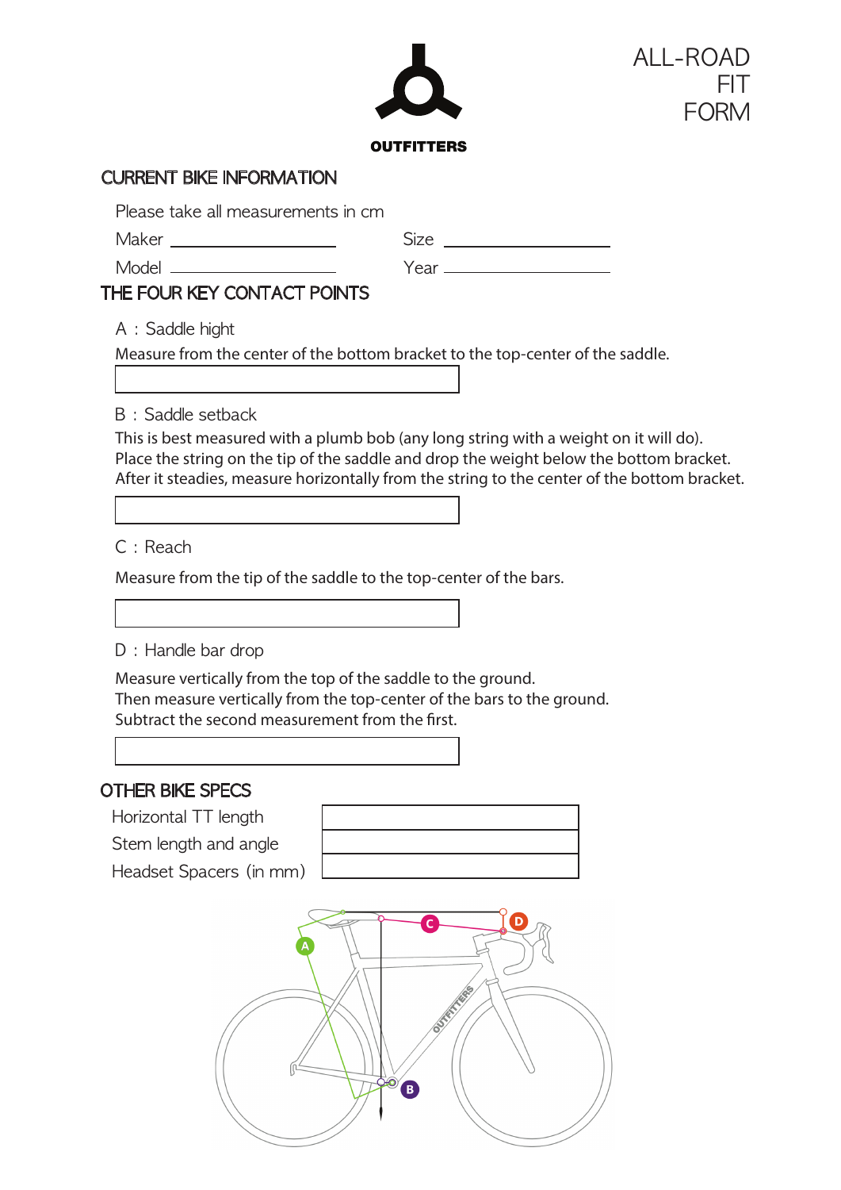OUTFITTERS

# ALL-ROAD FIT FORM

## CURRENT BIKE INFORMATION

Please take all measurements in cm

Maker ____________________ Size ____________________

Model ____________________ Year ____________________

## THE FOUR KEY CONTACT POINTS

A : Saddle hight

Measure from the center of the bottom bracket to the top-center of the saddle.

| |
|---|
| |

B : Saddle setback

This is best measured with a plumb bob (any long string with a weight on it will do).
Place the string on the tip of the saddle and drop the weight below the bottom bracket.
After it steadies, measure horizontally from the string to the center of the bottom bracket.

| |
|---|
| |

C : Reach

Measure from the tip of the saddle to the top-center of the bars.

| |
|---|
| |

D : Handle bar drop

Measure vertically from the top of the saddle to the ground.
Then measure vertically from the top-center of the bars to the ground.
Subtract the second measurement from the first.

| |
|---|
| |

## OTHER BIKE SPECS

| | |
|---|---|
| Horizontal TT length | |
| Stem length and angle | |
| Headset Spacers (in mm) | |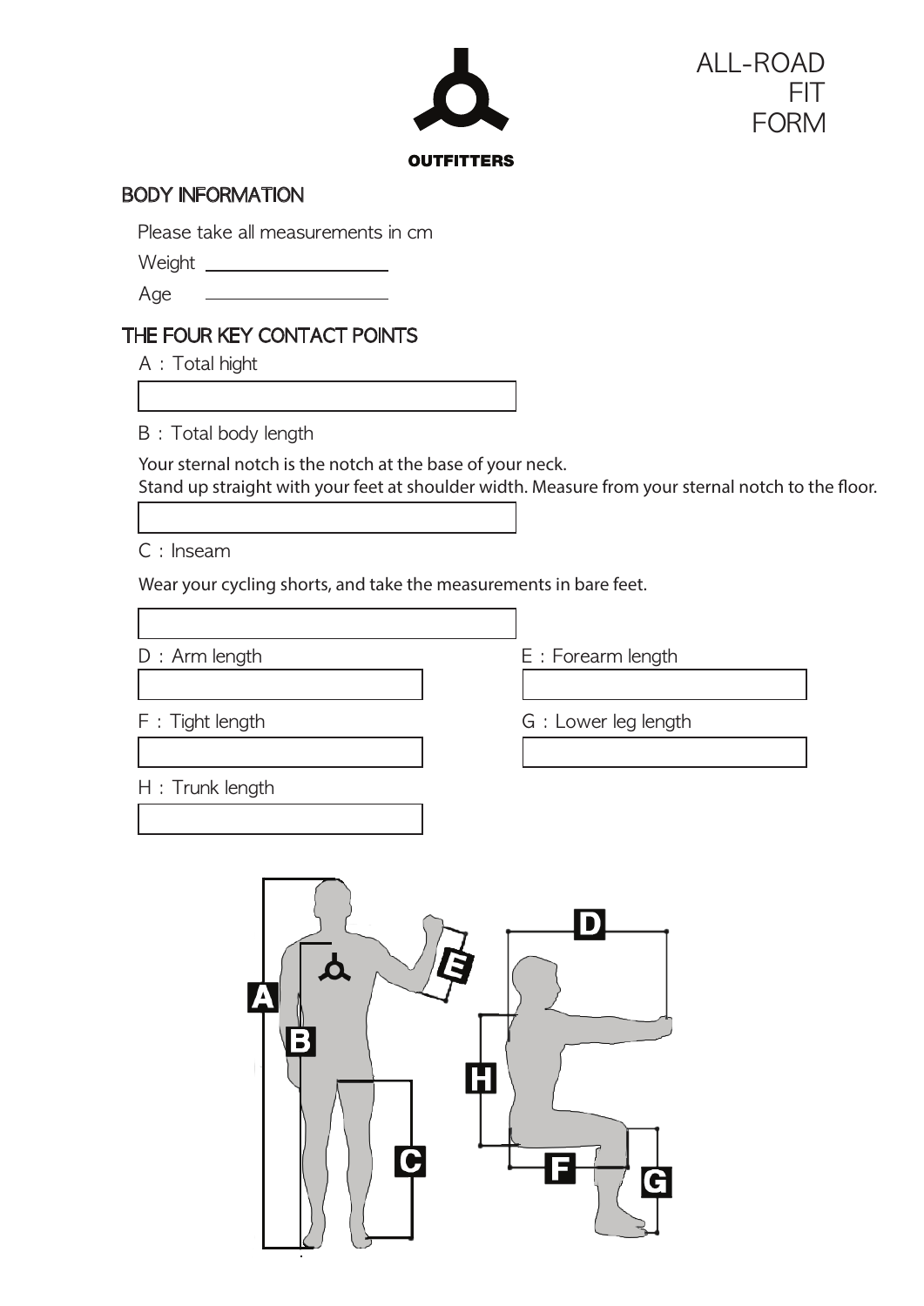OUTFITTERS

# ALL-ROAD FIT FORM

## BODY INFORMATION

Please take all measurements in cm

Weight ____________________

Age ____________________

## THE FOUR KEY CONTACT POINTS

A : Total hight

B : Total body length

Your sternal notch is the notch at the base of your neck.
Stand up straight with your feet at shoulder width. Measure from your sternal notch to the floor.

C : Inseam

Wear your cycling shorts, and take the measurements in bare feet.

D : Arm length

E : Forearm length

F : Tight length

G : Lower leg length

H : Trunk length